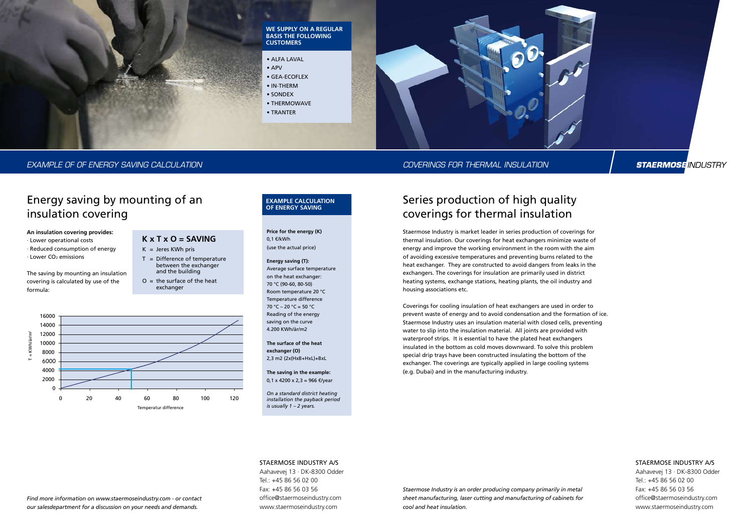**WE SUPPLY ON A REGULAR BASIS THE FOLLOWING CUSTOMERS**

- ALFA LAVAL
- APV
- GEA-ECOFLEX
- IN-THERM
- SONDEX
- THERMOWAVE
- TRANTER

*EXAMPLE OF OF ENERGY SAVING CALCULATION*

# Energy saving by mounting of an insulation covering

**An insulation covering provides:**

· Lower operational costs
· Reduced consumption of energy
· Lower $CO_2$ emissions

The saving by mounting an insulation covering is calculated by use of the formula:

**K x T x O = SAVING**

K = Jeres KWh pris
T = Difference of temperature between the exchanger and the building
O = the surface of the heat exchanger

T = KWh/år/m²

Temperatur difference

**EXAMPLE CALCULATION OF ENERGY SAVING**

**Price for the energy (K)**
0,1 €/kWh
(use the actual price)

**Energy saving (T):**
Average surface temperature on the heat exchanger:
70 °C (90-60, 80-50)
Room temperature 20 °C
Temperature difference
70 °C – 20 °C = 50 °C
Reading of the energy saving on the curve
4.200 KWh/år/m2

**The surface of the heat exchanger (O)**
2,3 m2 (2x(HxB+HxL)+BxL

**The saving in the example:**
0,1 x 4200 x 2,3 = 966 €/year

*On a standard district heating installation the payback period is usually 1 – 2 years.*

*Find more information on www.staermoseindustry.com - or contact our salesdepartment for a discussion on your needs and demands.*

STAERMOSE INDUSTRY A/S
Aahavevej 13 · DK-8300 Odder
Tel.: +45 86 56 02 00
Fax: +45 86 56 03 56
office@staermoseindustry.com
www.staermoseindustry.com

*COVERINGS FOR THERMAL INSULATION*

**STAERMOSE** *INDUSTRY*

# Series production of high quality coverings for thermal insulation

Staermose Industry is market leader in series production of coverings for thermal insulation. Our coverings for heat exchangers minimize waste of energy and improve the working environment in the room with the aim of avoiding excessive temperatures and preventing burns related to the heat exchanger. They are constructed to avoid dangers from leaks in the exchangers. The coverings for insulation are primarily used in district heating systems, exchange stations, heating plants, the oil industry and housing associations etc.

Coverings for cooling insulation of heat exchangers are used in order to prevent waste of energy and to avoid condensation and the formation of ice. Staermose Industry uses an insulation material with closed cells, preventing water to slip into the insulation material. All joints are provided with waterproof strips. It is essential to have the plated heat exchangers insulated in the bottom as cold moves downward. To solve this problem special drip trays have been constructed insulating the bottom of the exchanger. The coverings are typically applied in large cooling systems (e.g. Dubai) and in the manufacturing industry.

*Staermose Industry is an order producing company primarily in metal sheet manufacturing, laser cutting and manufacturing of cabinets for cool and heat insulation.*

STAERMOSE INDUSTRY A/S
Aahavevej 13 · DK-8300 Odder
Tel.: +45 86 56 02 00
Fax: +45 86 56 03 56
office@staermoseindustry.com
www.staermoseindustry.com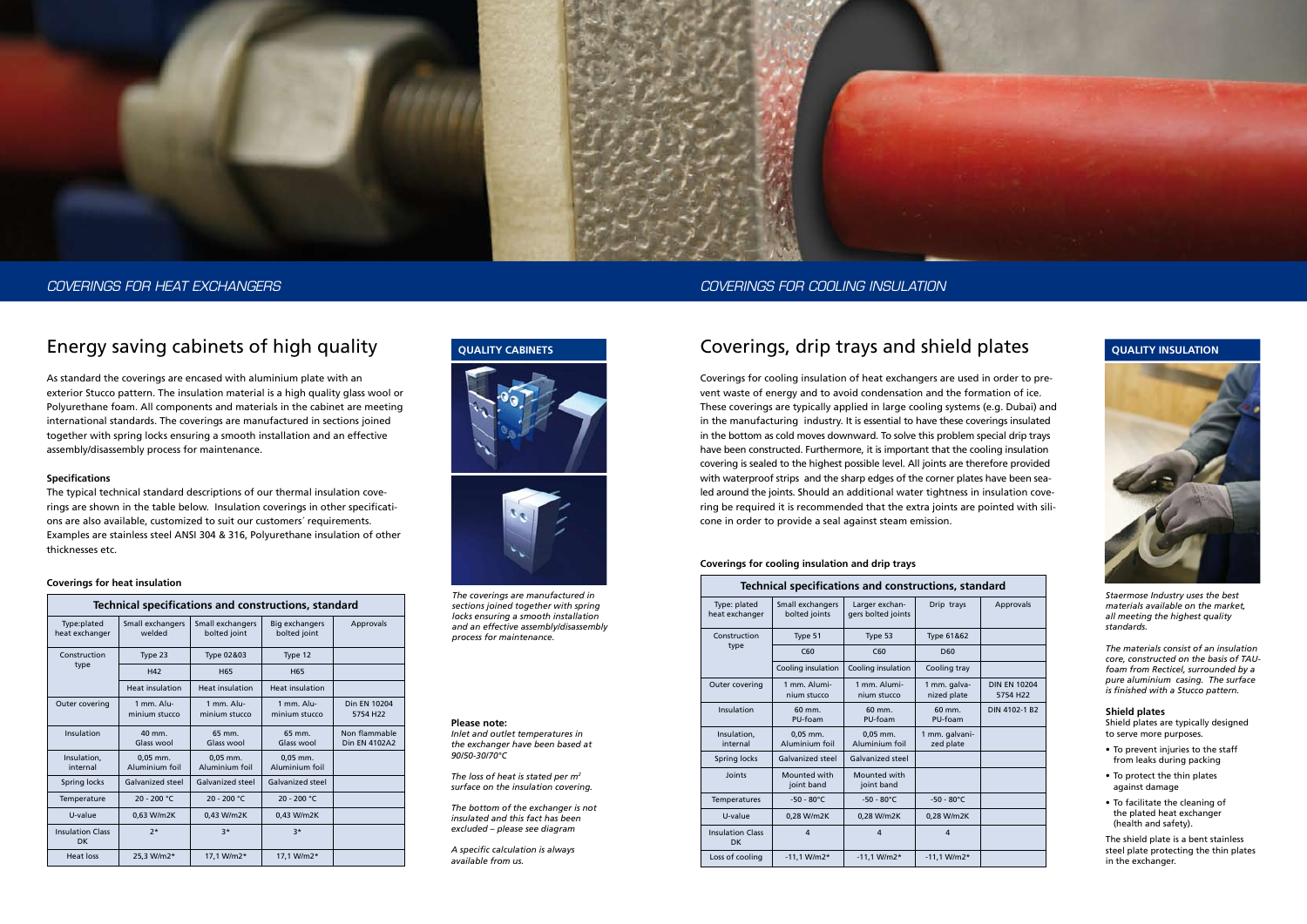## COVERINGS FOR HEAT EXCHANGERS

# Energy saving cabinets of high quality

As standard the coverings are encased with aluminium plate with an exterior Stucco pattern. The insulation material is a high quality glass wool or Polyurethane foam. All components and materials in the cabinet are meeting international standards. The coverings are manufactured in sections joined together with spring locks ensuring a smooth installation and an effective assembly/disassembly process for maintenance.

**Specifications**

The typical technical standard descriptions of our thermal insulation coverings are shown in the table below. Insulation coverings in other specifications are also available, customized to suit our customers´ requirements. Examples are stainless steel ANSI 304 & 316, Polyurethane insulation of other thicknesses etc.

**Coverings for heat insulation**

| Technical specifications and constructions, standard | | | | |
|---|---|---|---|---|
| Type:plated heat exchanger | Small exchangers welded | Small exchangers bolted joint | Big exchangers bolted joint | Approvals |
| Construction type | Type 23 | Type 02&03 | Type 12 | |
| | H42 | H65 | H65 | |
| | Heat insulation | Heat insulation | Heat insulation | |
| Outer covering | 1 mm. Aluminium stucco | 1 mm. Aluminium stucco | 1 mm. Aluminium stucco | Din EN 10204 5754 H22 |
| Insulation | 40 mm. Glass wool | 65 mm. Glass wool | 65 mm. Glass wool | Non flammable Din EN 4102A2 |
| Insulation, internal | 0,05 mm. Aluminium foil | 0,05 mm. Aluminium foil | 0,05 mm. Aluminium foil | |
| Spring locks | Galvanized steel | Galvanized steel | Galvanized steel | |
| Temperature | 20 - 200 °C | 20 - 200 °C | 20 - 200 °C | |
| U-value | 0,63 W/m2K | 0,43 W/m2K | 0,43 W/m2K | |
| Insulation Class DK | 2* | 3* | 3* | |
| Heat loss | 25,3 W/m2* | 17,1 W/m2* | 17,1 W/m2* | |

**QUALITY CABINETS**

*The coverings are manufactured in sections joined together with spring locks ensuring a smooth installation and an effective assembly/disassembly process for maintenance.*

**Please note:**

*Inlet and outlet temperatures in the exchanger have been based at 90/50-30/70°C*

*The loss of heat is stated per m² surface on the insulation covering.*

*The bottom of the exchanger is not insulated and this fact has been excluded – please see diagram*

*A specific calculation is always available from us.*

## COVERINGS FOR COOLING INSULATION

# Coverings, drip trays and shield plates

Coverings for cooling insulation of heat exchangers are used in order to prevent waste of energy and to avoid condensation and the formation of ice. These coverings are typically applied in large cooling systems (e.g. Dubai) and in the manufacturing industry. It is essential to have these coverings insulated in the bottom as cold moves downward. To solve this problem special drip trays have been constructed. Furthermore, it is important that the cooling insulation covering is sealed to the highest possible level. All joints are therefore provided with waterproof strips and the sharp edges of the corner plates have been sealed around the joints. Should an additional water tightness in insulation covering be required it is recommended that the extra joints are pointed with silicone in order to provide a seal against steam emission.

**Coverings for cooling insulation and drip trays**

| Technical specifications and constructions, standard | | | | |
|---|---|---|---|---|
| Type: plated heat exchanger | Small exchangers bolted joints | Larger exchangers bolted joints | Drip trays | Approvals |
| Construction type | Type 51 | Type 53 | Type 61&62 | |
| | C60 | C60 | D60 | |
| | Cooling insulation | Cooling insulation | Cooling tray | |
| Outer covering | 1 mm. Aluminium stucco | 1 mm. Aluminium stucco | 1 mm. galvanized plate | DIN EN 10204 5754 H22 |
| Insulation | 60 mm. PU-foam | 60 mm. PU-foam | 60 mm. PU-foam | DIN 4102-1 B2 |
| Insulation, internal | 0,05 mm. Aluminium foil | 0,05 mm. Aluminium foil | 1 mm. galvanized plate | |
| Spring locks | Galvanized steel | Galvanized steel | | |
| Joints | Mounted with joint band | Mounted with joint band | | |
| Temperatures | -50 - 80°C | -50 - 80°C | -50 - 80°C | |
| U-value | 0,28 W/m2K | 0,28 W/m2K | 0,28 W/m2K | |
| Insulation Class DK | 4 | 4 | 4 | |
| Loss of cooling | -11,1 W/m2* | -11,1 W/m2* | -11,1 W/m2* | |

**QUALITY INSULATION**

*Staermose Industry uses the best materials available on the market, all meeting the highest quality standards.*

*The materials consist of an insulation core, constructed on the basis of TAU-foam from Recticel, surrounded by a pure aluminium casing. The surface is finished with a Stucco pattern.*

**Shield plates**

Shield plates are typically designed to serve more purposes.

- To prevent injuries to the staff from leaks during packing
- To protect the thin plates against damage
- To facilitate the cleaning of the plated heat exchanger (health and safety).

The shield plate is a bent stainless steel plate protecting the thin plates in the exchanger.